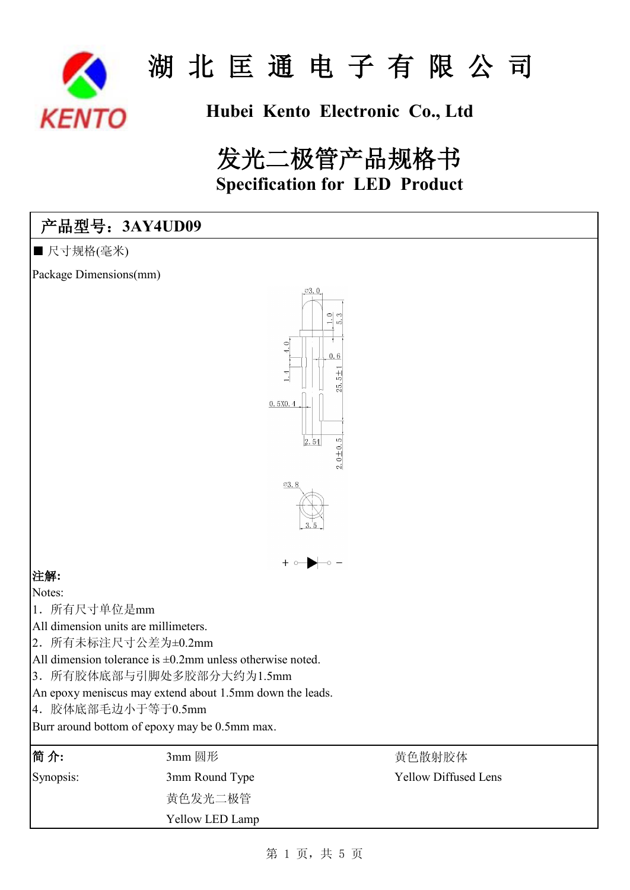# 湖 北 匡 通 电 子 有 限 公 司

## Hubei Kento Electronic Co., Ltd

# 发光二极管产品规格书

## Specification for LED Product

**产品型号：3AY4UD09**

■ 尺寸规格(毫米)

Package Dimensions(mm)

**注解:**

Notes:

1．所有尺寸单位是mm

All dimension units are millimeters.

2．所有未标注尺寸公差为±0.2mm

All dimension tolerance is ±0.2mm unless otherwise noted.

3．所有胶体底部与引脚处多胶部分大约为1.5mm

An epoxy meniscus may extend about 1.5mm down the leads.

4．胶体底部毛边小于等于0.5mm

Burr around bottom of epoxy may be 0.5mm max.

| **简 介:** | 3mm 圆形 | 黄色散射胶体 |
|---|---|---|
| Synopsis: | 3mm Round Type | Yellow Diffused Lens |
| | 黄色发光二极管 | |
| | Yellow LED Lamp | |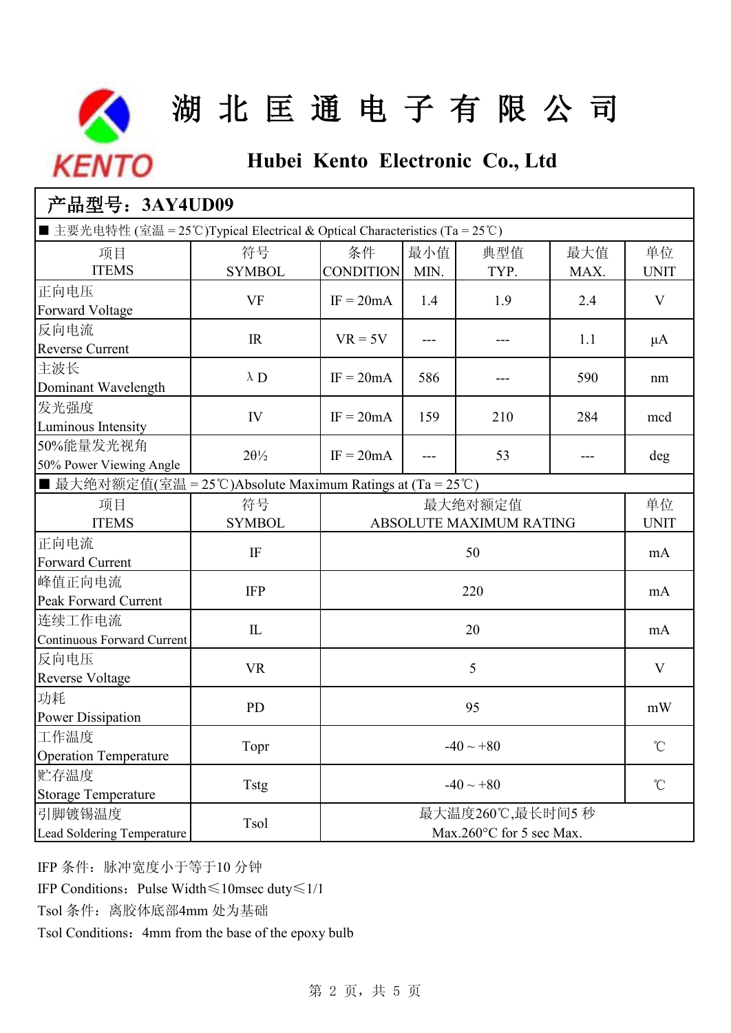# 湖 北 匡 通 电 子 有 限 公 司

## Hubei Kento Electronic Co., Ltd

## 产品型号：3AY4UD09

■ 主要光电特性 (室温 = 25℃)Typical Electrical & Optical Characteristics (Ta = 25℃)

| 项目<br>ITEMS | 符号<br>SYMBOL | 条件<br>CONDITION | 最小值<br>MIN. | 典型值<br>TYP. | 最大值<br>MAX. | 单位<br>UNIT |
|---|---|---|---|---|---|---|
| 正向电压<br>Forward Voltage | VF | IF = 20mA | 1.4 | 1.9 | 2.4 | V |
| 反向电流<br>Reverse Current | IR | VR = 5V | --- | --- | 1.1 | μA |
| 主波长<br>Dominant Wavelength | λD | IF = 20mA | 586 | --- | 590 | nm |
| 发光强度<br>Luminous Intensity | IV | IF = 20mA | 159 | 210 | 284 | mcd |
| 50%能量发光视角<br>50% Power Viewing Angle | 2θ½ | IF = 20mA | --- | 53 | --- | deg |

■ 最大绝对额定值(室温 = 25℃)Absolute Maximum Ratings at (Ta = 25℃)

| 项目<br>ITEMS | 符号<br>SYMBOL | 最大绝对额定值<br>ABSOLUTE MAXIMUM RATING | 单位<br>UNIT |
|---|---|---|---|
| 正向电流<br>Forward Current | IF | 50 | mA |
| 峰值正向电流<br>Peak Forward Current | IFP | 220 | mA |
| 连续工作电流<br>Continuous Forward Current | IL | 20 | mA |
| 反向电压<br>Reverse Voltage | VR | 5 | V |
| 功耗<br>Power Dissipation | PD | 95 | mW |
| 工作温度<br>Operation Temperature | Topr | -40 ~ +80 | ℃ |
| 贮存温度<br>Storage Temperature | Tstg | -40 ~ +80 | ℃ |
| 引脚镀锡温度<br>Lead Soldering Temperature | Tsol | 最大温度260℃,最长时间5 秒<br>Max.260°C for 5 sec Max. | |

IFP 条件：脉冲宽度小于等于10 分钟

IFP Conditions：Pulse Width≤10msec duty≤1/1

Tsol 条件：离胶体底部4mm 处为基础

Tsol Conditions：4mm from the base of the epoxy bulb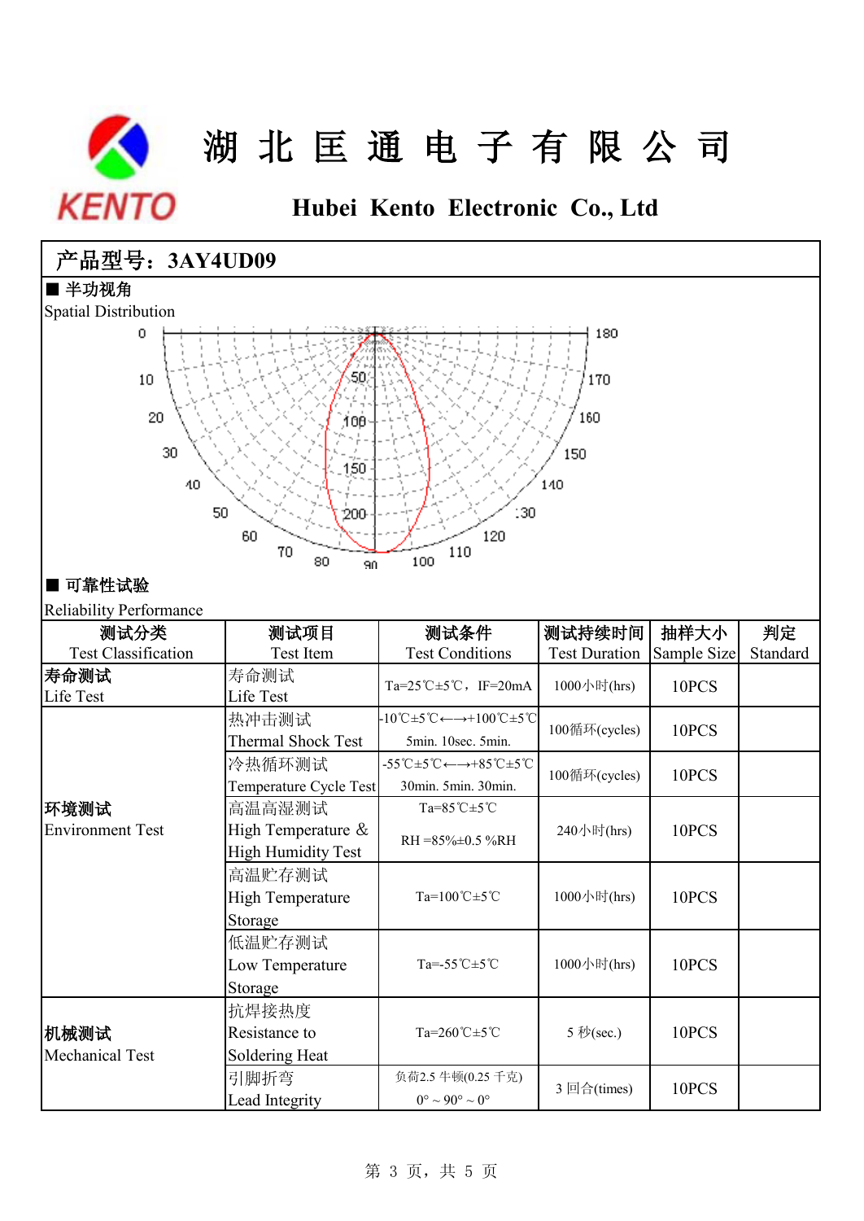# 湖 北 匡 通 电 子 有 限 公 司

## Hubei Kento Electronic Co., Ltd

**产品型号：3AY4UD09**

■ **半功视角**

Spatial Distribution

■ **可靠性试验**

Reliability Performance

| 测试分类 Test Classification | 测试项目 Test Item | 测试条件 Test Conditions | 测试持续时间 Test Duration | 抽样大小 Sample Size | 判定 Standard |
|---|---|---|---|---|---|
| **寿命测试** Life Test | 寿命测试 Life Test | Ta=25℃±5℃，IF=20mA | 1000小时(hrs) | 10PCS | |
| **环境测试** Environment Test | 热冲击测试 Thermal Shock Test | -10℃±5℃←→+100℃±5℃ 5min. 10sec. 5min. | 100循环(cycles) | 10PCS | |
| | 冷热循环测试 Temperature Cycle Test | -55℃±5℃←→+85℃±5℃ 30min. 5min. 30min. | 100循环(cycles) | 10PCS | |
| | 高温高湿测试 High Temperature & High Humidity Test | Ta=85℃±5℃ RH =85%±0.5 %RH | 240小时(hrs) | 10PCS | |
| | 高温贮存测试 High Temperature Storage | Ta=100℃±5℃ | 1000小时(hrs) | 10PCS | |
| | 低温贮存测试 Low Temperature Storage | Ta=-55℃±5℃ | 1000小时(hrs) | 10PCS | |
| **机械测试** Mechanical Test | 抗焊接热度 Resistance to Soldering Heat | Ta=260℃±5℃ | 5 秒(sec.) | 10PCS | |
| | 引脚折弯 Lead Integrity | 负荷2.5 牛顿(0.25 千克) 0° ~ 90° ~ 0° | 3 回合(times) | 10PCS | |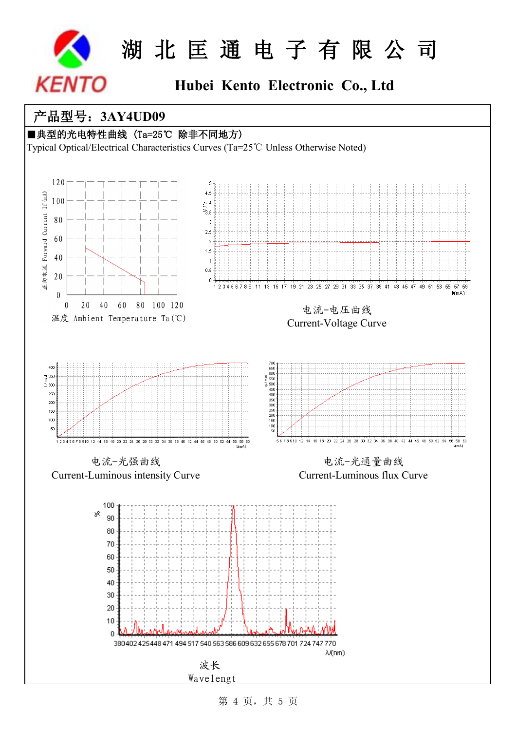# 湖 北 匡 通 电 子 有 限 公 司

## Hubei Kento Electronic Co., Ltd

**产品型号：3AY4UD09**

■**典型的光电特性曲线（Ta=25℃ 除非不同地方）**

Typical Optical/Electrical Characteristics Curves (Ta=25℃ Unless Otherwise Noted)

正向电流 Forward Current If(mA)

温度 Ambient Temperature Ta(℃)

电流-电压曲线

Current-Voltage Curve

电流-光强曲线

Current-Luminous intensity Curve

电流-光通量曲线

Current-Luminous flux Curve

波长

Wavelengt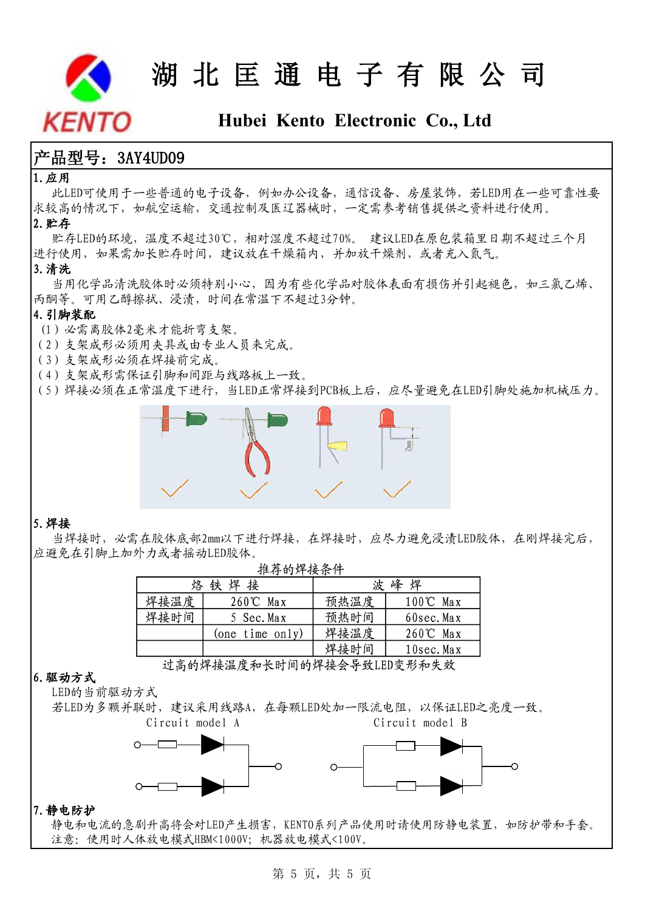# 湖北匡通电子有限公司

## Hubei Kento Electronic Co., Ltd

## 产品型号：3AY4UD09

**1.应用**

此LED可使用于一些普通的电子设备，例如办公设备，通信设备、房屋装饰，若LED用在一些可靠性要求较高的情况下，如航空运输，交通控制及医辽器械时，一定需参考销售提供之资料进行使用。

**2.贮存**

贮存LED的环境，温度不超过30℃，相对湿度不超过70%。 建议LED在原包装箱里日期不超过三个月进行使用，如果需加长贮存时间，建议放在干燥箱内，并加放干燥剂，或者充入氮气。

**3.清洗**

当用化学品清洗胶体时必须特别小心，因为有些化学品对胶体表面有损伤并引起褪色，如三氯乙烯、丙酮等。可用乙醇擦拭、浸渍，时间在常温下不超过3分钟。

**4.引脚装配**

（1）必需离胶体2毫米才能折弯支架。
（2）支架成形必须用夹具或由专业人员来完成。
（3）支架成形必须在焊接前完成。
（4）支架成形需保证引脚和间距与线路板上一致。
（5）焊接必须在正常温度下进行，当LED正常焊接到PCB板上后，应尽量避免在LED引脚处施加机械压力。

**5.焊接**

当焊接时，必需在胶体底部2mm以下进行焊接，在焊接时，应尽力避免浸渍LED胶体，在刚焊接完后，应避免在引脚上加外力或者摇动LED胶体。

推荐的焊接条件

| 烙铁焊接 | | 波峰焊 | |
|---|---|---|---|
| 焊接温度 | 260℃ Max | 预热温度 | 100℃ Max |
| 焊接时间 | 5 Sec.Max | 预热时间 | 60sec.Max |
| | (one time only) | 焊接温度 | 260℃ Max |
| | | 焊接时间 | 10sec.Max |

过高的焊接温度和长时间的焊接会导致LED变形和失效

**6.驱动方式**

LED的当前驱动方式

若LED为多颗并联时，建议采用线路A，在每颗LED处加一限流电阻，以保证LED之亮度一致。

Circuit model A

Circuit model B

**7.静电防护**

静电和电流的急剧升高将会对LED产生损害，KENTO系列产品使用时请使用防静电装置，如防护带和手套。

注意：使用时人体放电模式HBM<1000V；机器放电模式<100V。